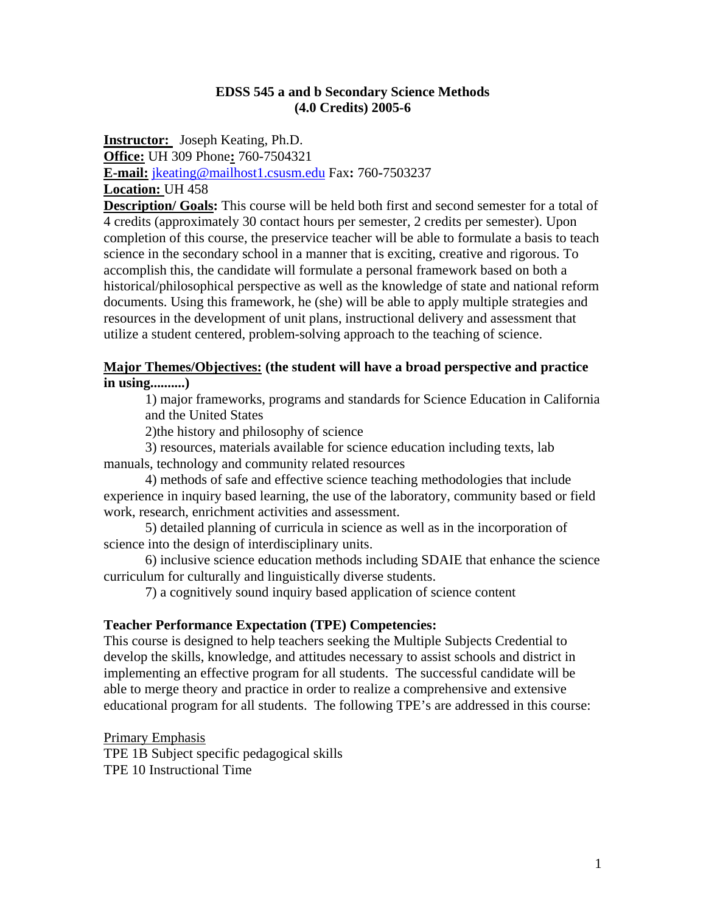**EDSS 545 a and b Secondary Science Methods**
**(4.0 Credits) 2005-6**

**Instructor:** Joseph Keating, Ph.D.
**Office:** UH 309 Phone**:** 760-7504321
**E-mail:** jkeating@mailhost1.csusm.edu Fax**:** 760-7503237
**Location:** UH 458

**Description/ Goals:** This course will be held both first and second semester for a total of 4 credits (approximately 30 contact hours per semester, 2 credits per semester). Upon completion of this course, the preservice teacher will be able to formulate a basis to teach science in the secondary school in a manner that is exciting, creative and rigorous. To accomplish this, the candidate will formulate a personal framework based on both a historical/philosophical perspective as well as the knowledge of state and national reform documents. Using this framework, he (she) will be able to apply multiple strategies and resources in the development of unit plans, instructional delivery and assessment that utilize a student centered, problem-solving approach to the teaching of science.

**Major Themes/Objectives: (the student will have a broad perspective and practice in using..........)**

1) major frameworks, programs and standards for Science Education in California and the United States

2)the history and philosophy of science

3) resources, materials available for science education including texts, lab manuals, technology and community related resources

4) methods of safe and effective science teaching methodologies that include experience in inquiry based learning, the use of the laboratory, community based or field work, research, enrichment activities and assessment.

5) detailed planning of curricula in science as well as in the incorporation of science into the design of interdisciplinary units.

6) inclusive science education methods including SDAIE that enhance the science curriculum for culturally and linguistically diverse students.

7) a cognitively sound inquiry based application of science content

**Teacher Performance Expectation (TPE) Competencies:**
This course is designed to help teachers seeking the Multiple Subjects Credential to develop the skills, knowledge, and attitudes necessary to assist schools and district in implementing an effective program for all students. The successful candidate will be able to merge theory and practice in order to realize a comprehensive and extensive educational program for all students. The following TPE's are addressed in this course:

Primary Emphasis
TPE 1B Subject specific pedagogical skills
TPE 10 Instructional Time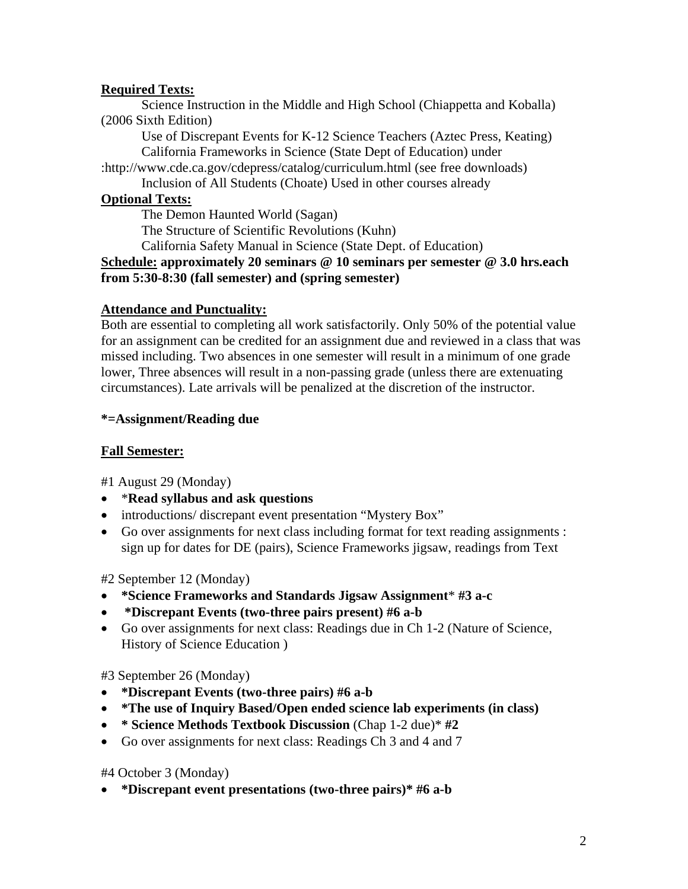**Required Texts:**

Science Instruction in the Middle and High School (Chiappetta and Koballa) (2006 Sixth Edition)

Use of Discrepant Events for K-12 Science Teachers (Aztec Press, Keating)

California Frameworks in Science (State Dept of Education) under :http://www.cde.ca.gov/cdepress/catalog/curriculum.html (see free downloads)

Inclusion of All Students (Choate) Used in other courses already

**Optional Texts:**

The Demon Haunted World (Sagan)

The Structure of Scientific Revolutions (Kuhn)

California Safety Manual in Science (State Dept. of Education)

**Schedule: approximately 20 seminars @ 10 seminars per semester @ 3.0 hrs.each from 5:30-8:30 (fall semester) and (spring semester)**

**Attendance and Punctuality:**

Both are essential to completing all work satisfactorily. Only 50% of the potential value for an assignment can be credited for an assignment due and reviewed in a class that was missed including. Two absences in one semester will result in a minimum of one grade lower, Three absences will result in a non-passing grade (unless there are extenuating circumstances). Late arrivals will be penalized at the discretion of the instructor.

**\*=Assignment/Reading due**

**Fall Semester:**

#1 August 29 (Monday)

- \***Read syllabus and ask questions**
- introductions/ discrepant event presentation "Mystery Box"
- Go over assignments for next class including format for text reading assignments : sign up for dates for DE (pairs), Science Frameworks jigsaw, readings from Text

#2 September 12 (Monday)

- **\*Science Frameworks and Standards Jigsaw Assignment**\* **#3 a-c**
- **\*Discrepant Events (two-three pairs present) #6 a-b**
- Go over assignments for next class: Readings due in Ch 1-2 (Nature of Science, History of Science Education )

#3 September 26 (Monday)

- **\*Discrepant Events (two-three pairs) #6 a-b**
- **\*The use of Inquiry Based/Open ended science lab experiments (in class)**
- **\* Science Methods Textbook Discussion** (Chap 1-2 due)\* **#2**
- Go over assignments for next class: Readings Ch 3 and 4 and 7

#4 October 3 (Monday)

- **\*Discrepant event presentations (two-three pairs)\* #6 a-b**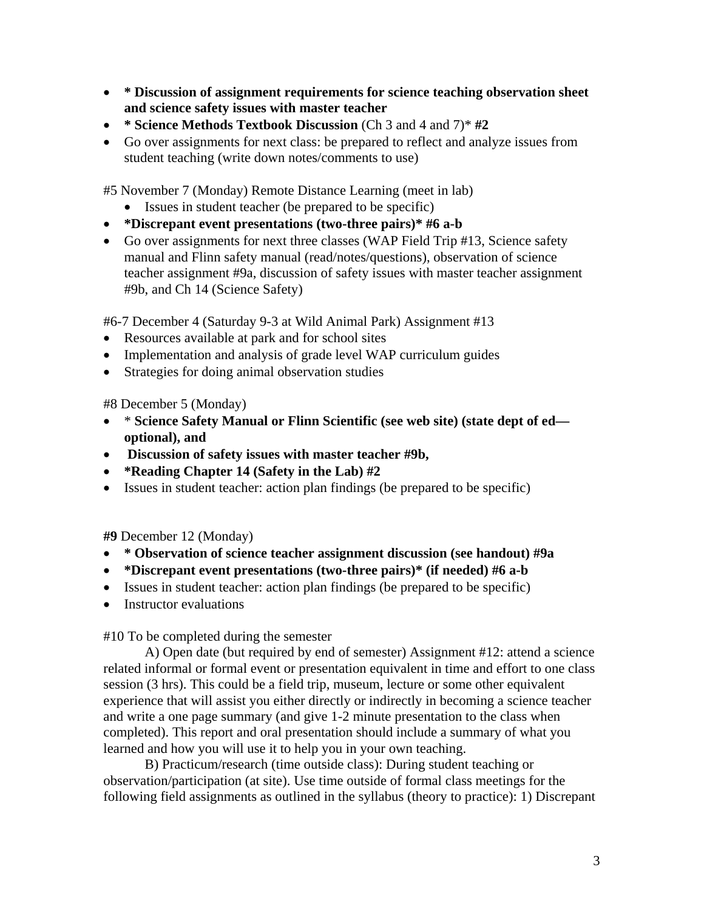- **\* Discussion of assignment requirements for science teaching observation sheet and science safety issues with master teacher**
- **\* Science Methods Textbook Discussion** (Ch 3 and 4 and 7)\* **#2**
- Go over assignments for next class: be prepared to reflect and analyze issues from student teaching (write down notes/comments to use)

#5 November 7 (Monday) Remote Distance Learning (meet in lab)

- Issues in student teacher (be prepared to be specific)
- **\*Discrepant event presentations (two-three pairs)\* #6 a-b**
- Go over assignments for next three classes (WAP Field Trip #13, Science safety manual and Flinn safety manual (read/notes/questions), observation of science teacher assignment #9a, discussion of safety issues with master teacher assignment #9b, and Ch 14 (Science Safety)

#6-7 December 4 (Saturday 9-3 at Wild Animal Park) Assignment #13

- Resources available at park and for school sites
- Implementation and analysis of grade level WAP curriculum guides
- Strategies for doing animal observation studies

#8 December 5 (Monday)

- \* **Science Safety Manual or Flinn Scientific (see web site) (state dept of ed—optional), and**
- **Discussion of safety issues with master teacher #9b,**
- **\*Reading Chapter 14 (Safety in the Lab) #2**
- Issues in student teacher: action plan findings (be prepared to be specific)

**#9** December 12 (Monday)

- **\* Observation of science teacher assignment discussion (see handout) #9a**
- **\*Discrepant event presentations (two-three pairs)\* (if needed) #6 a-b**
- Issues in student teacher: action plan findings (be prepared to be specific)
- Instructor evaluations

#10 To be completed during the semester

A) Open date (but required by end of semester) Assignment #12: attend a science related informal or formal event or presentation equivalent in time and effort to one class session (3 hrs). This could be a field trip, museum, lecture or some other equivalent experience that will assist you either directly or indirectly in becoming a science teacher and write a one page summary (and give 1-2 minute presentation to the class when completed). This report and oral presentation should include a summary of what you learned and how you will use it to help you in your own teaching.

B) Practicum/research (time outside class): During student teaching or observation/participation (at site). Use time outside of formal class meetings for the following field assignments as outlined in the syllabus (theory to practice): 1) Discrepant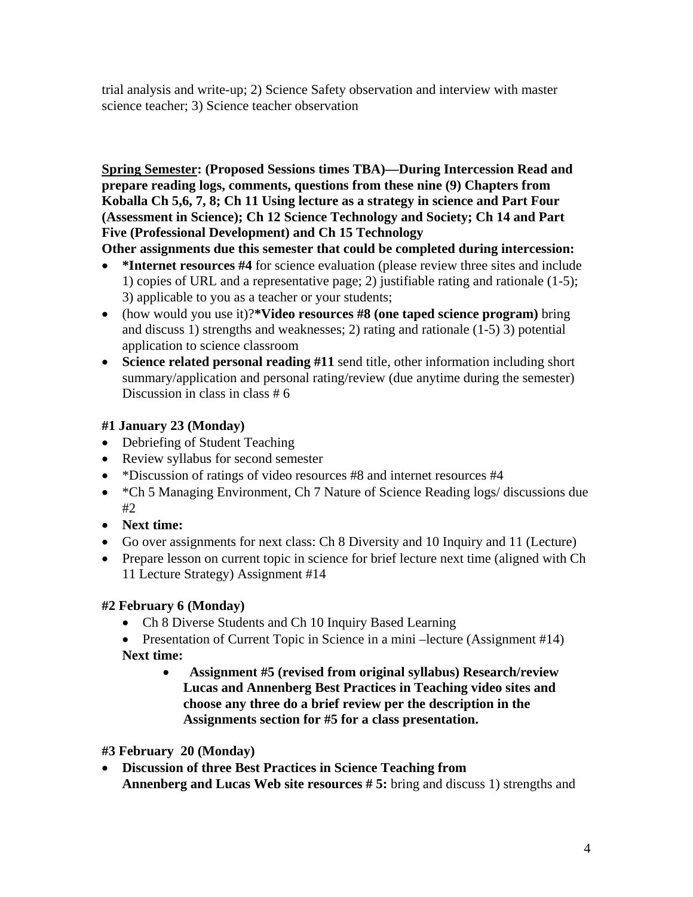trial analysis and write-up; 2) Science Safety observation and interview with master science teacher; 3) Science teacher observation

<u>**Spring Semester**</u>**: (Proposed Sessions times TBA)—During Intercession Read and prepare reading logs, comments, questions from these nine (9) Chapters from Koballa Ch 5,6, 7, 8; Ch 11 Using lecture as a strategy in science and Part Four (Assessment in Science); Ch 12 Science Technology and Society; Ch 14 and Part Five (Professional Development) and Ch 15 Technology**

**Other assignments due this semester that could be completed during intercession:**

- ***Internet resources #4** for science evaluation (please review three sites and include 1) copies of URL and a representative page; 2) justifiable rating and rationale (1-5); 3) applicable to you as a teacher or your students;
- (how would you use it)?***Video resources #8 (one taped science program)** bring and discuss 1) strengths and weaknesses; 2) rating and rationale (1-5) 3) potential application to science classroom
- **Science related personal reading #11** send title, other information including short summary/application and personal rating/review (due anytime during the semester) Discussion in class in class # 6

**#1 January 23 (Monday)**

- Debriefing of Student Teaching
- Review syllabus for second semester
- *Discussion of ratings of video resources #8 and internet resources #4
- *Ch 5 Managing Environment, Ch 7 Nature of Science Reading logs/ discussions due #2
- **Next time:**
- Go over assignments for next class: Ch 8 Diversity and 10 Inquiry and 11 (Lecture)
- Prepare lesson on current topic in science for brief lecture next time (aligned with Ch 11 Lecture Strategy) Assignment #14

**#2 February 6 (Monday)**

- Ch 8 Diverse Students and Ch 10 Inquiry Based Learning
- Presentation of Current Topic in Science in a mini –lecture (Assignment #14)

**Next time:**

- **Assignment #5 (revised from original syllabus) Research/review Lucas and Annenberg Best Practices in Teaching video sites and choose any three do a brief review per the description in the Assignments section for #5 for a class presentation.**

**#3 February 20 (Monday)**

- **Discussion of three Best Practices in Science Teaching from Annenberg and Lucas Web site resources # 5:** bring and discuss 1) strengths and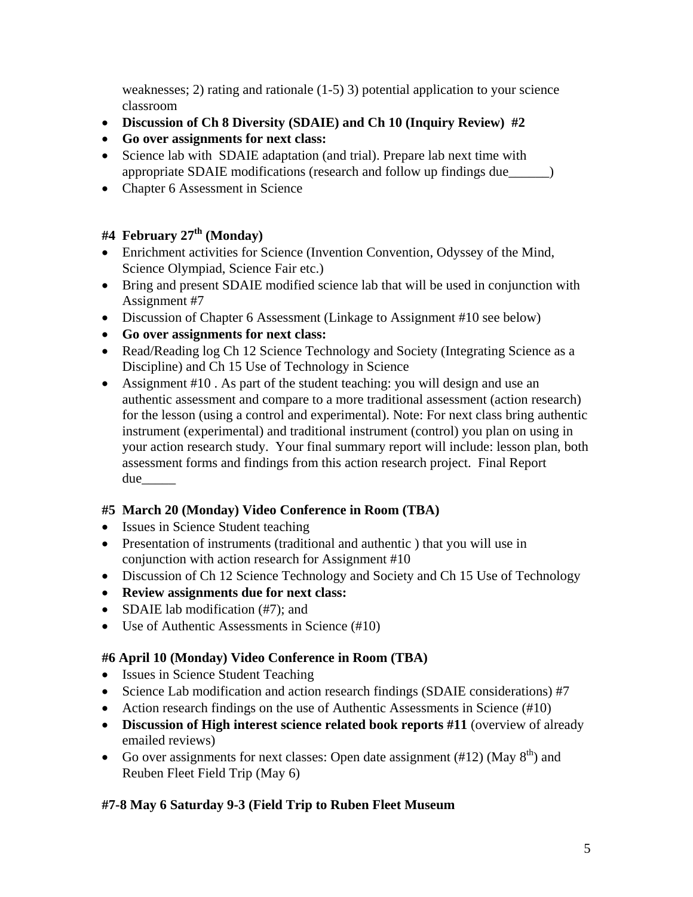weaknesses; 2) rating and rationale (1-5) 3) potential application to your science classroom

- **Discussion of Ch 8 Diversity (SDAIE) and Ch 10 (Inquiry Review) #2**
- **Go over assignments for next class:**
- Science lab with SDAIE adaptation (and trial). Prepare lab next time with appropriate SDAIE modifications (research and follow up findings due______)
- Chapter 6 Assessment in Science

### #4 February 27th (Monday)

- Enrichment activities for Science (Invention Convention, Odyssey of the Mind, Science Olympiad, Science Fair etc.)
- Bring and present SDAIE modified science lab that will be used in conjunction with Assignment #7
- Discussion of Chapter 6 Assessment (Linkage to Assignment #10 see below)
- **Go over assignments for next class:**
- Read/Reading log Ch 12 Science Technology and Society (Integrating Science as a Discipline) and Ch 15 Use of Technology in Science
- Assignment #10 . As part of the student teaching: you will design and use an authentic assessment and compare to a more traditional assessment (action research) for the lesson (using a control and experimental). Note: For next class bring authentic instrument (experimental) and traditional instrument (control) you plan on using in your action research study. Your final summary report will include: lesson plan, both assessment forms and findings from this action research project. Final Report due_____

### #5 March 20 (Monday) Video Conference in Room (TBA)

- Issues in Science Student teaching
- Presentation of instruments (traditional and authentic ) that you will use in conjunction with action research for Assignment #10
- Discussion of Ch 12 Science Technology and Society and Ch 15 Use of Technology
- **Review assignments due for next class:**
- SDAIE lab modification (#7); and
- Use of Authentic Assessments in Science (#10)

### #6 April 10 (Monday) Video Conference in Room (TBA)

- Issues in Science Student Teaching
- Science Lab modification and action research findings (SDAIE considerations) #7
- Action research findings on the use of Authentic Assessments in Science (#10)
- **Discussion of High interest science related book reports #11** (overview of already emailed reviews)
- Go over assignments for next classes: Open date assignment (#12) (May 8th) and Reuben Fleet Field Trip (May 6)

### #7-8 May 6 Saturday 9-3 (Field Trip to Ruben Fleet Museum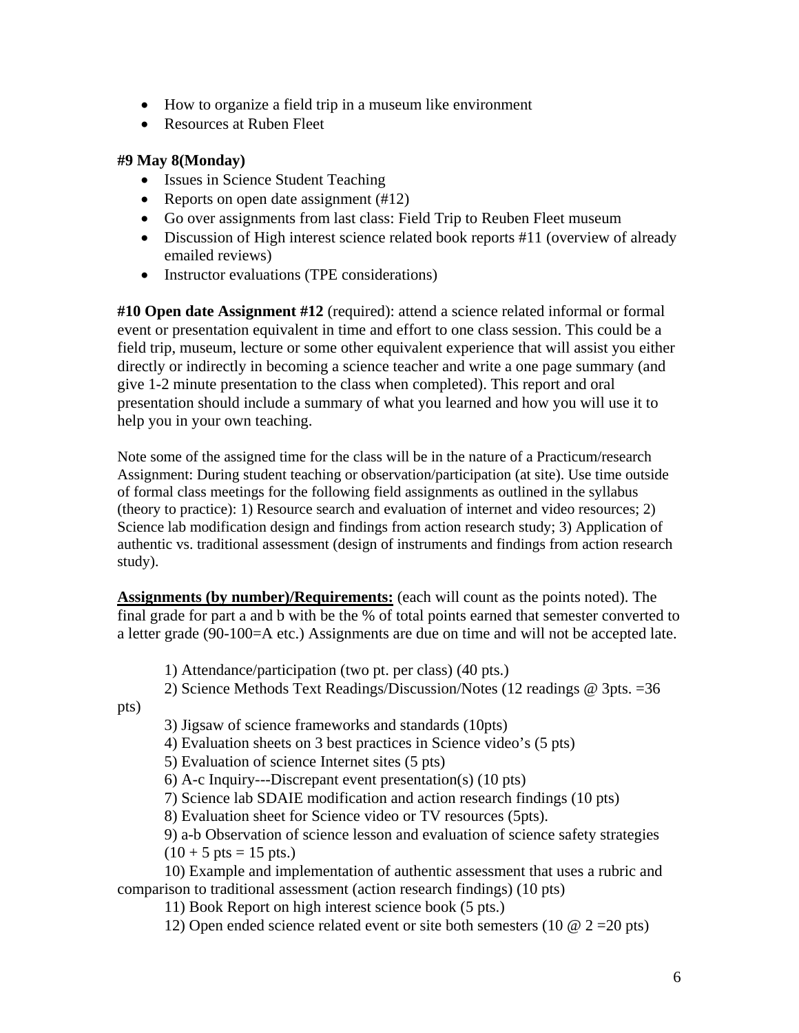- How to organize a field trip in a museum like environment
- Resources at Ruben Fleet

**#9 May 8(Monday)**

- Issues in Science Student Teaching
- Reports on open date assignment (#12)
- Go over assignments from last class: Field Trip to Reuben Fleet museum
- Discussion of High interest science related book reports #11 (overview of already emailed reviews)
- Instructor evaluations (TPE considerations)

**#10 Open date Assignment #12** (required): attend a science related informal or formal event or presentation equivalent in time and effort to one class session. This could be a field trip, museum, lecture or some other equivalent experience that will assist you either directly or indirectly in becoming a science teacher and write a one page summary (and give 1-2 minute presentation to the class when completed). This report and oral presentation should include a summary of what you learned and how you will use it to help you in your own teaching.

Note some of the assigned time for the class will be in the nature of a Practicum/research Assignment: During student teaching or observation/participation (at site). Use time outside of formal class meetings for the following field assignments as outlined in the syllabus (theory to practice): 1) Resource search and evaluation of internet and video resources; 2) Science lab modification design and findings from action research study; 3) Application of authentic vs. traditional assessment (design of instruments and findings from action research study).

**Assignments (by number)/Requirements:** (each will count as the points noted). The final grade for part a and b with be the % of total points earned that semester converted to a letter grade (90-100=A etc.) Assignments are due on time and will not be accepted late.

1) Attendance/participation (two pt. per class) (40 pts.)
2) Science Methods Text Readings/Discussion/Notes (12 readings @ 3pts. =36 pts)
3) Jigsaw of science frameworks and standards (10pts)
4) Evaluation sheets on 3 best practices in Science video's (5 pts)
5) Evaluation of science Internet sites (5 pts)
6) A-c Inquiry---Discrepant event presentation(s) (10 pts)
7) Science lab SDAIE modification and action research findings (10 pts)
8) Evaluation sheet for Science video or TV resources (5pts).
9) a-b Observation of science lesson and evaluation of science safety strategies (10 + 5 pts = 15 pts.)
10) Example and implementation of authentic assessment that uses a rubric and comparison to traditional assessment (action research findings) (10 pts)
11) Book Report on high interest science book (5 pts.)
12) Open ended science related event or site both semesters (10 @ 2 =20 pts)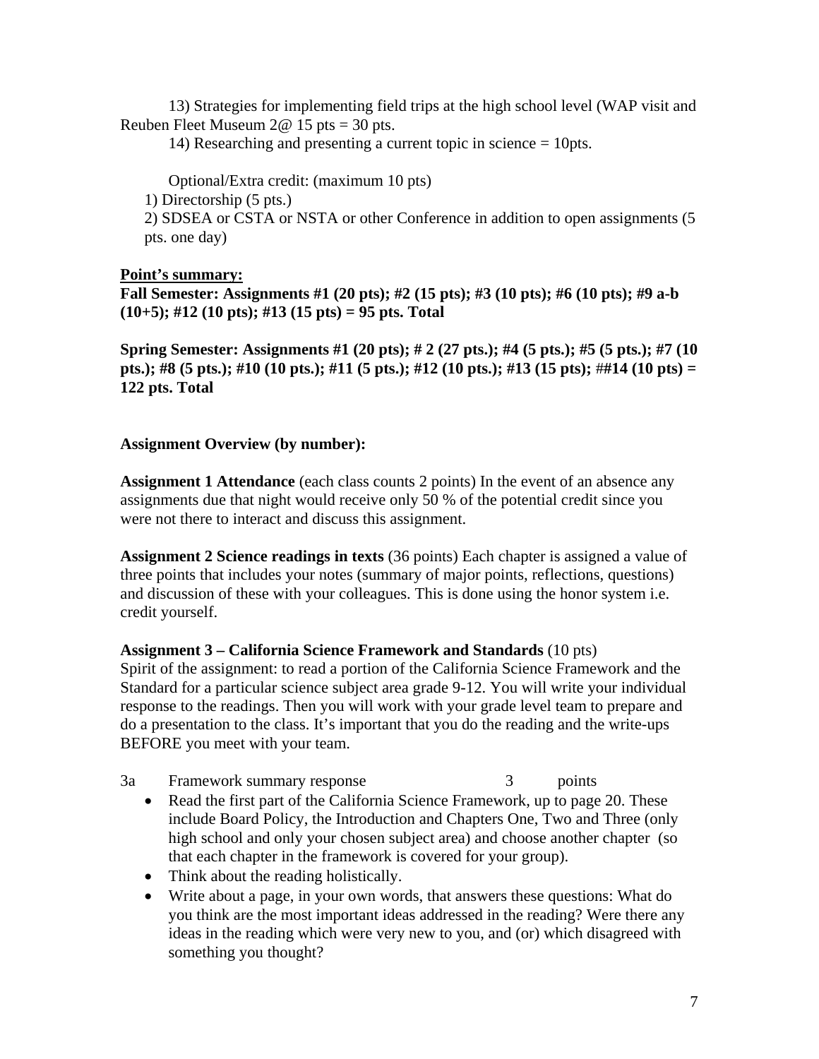13) Strategies for implementing field trips at the high school level (WAP visit and Reuben Fleet Museum 2@ 15 pts = 30 pts.

14) Researching and presenting a current topic in science = 10pts.

Optional/Extra credit: (maximum 10 pts)

1) Directorship (5 pts.)

2) SDSEA or CSTA or NSTA or other Conference in addition to open assignments (5 pts. one day)

**Point's summary:**

**Fall Semester: Assignments #1 (20 pts); #2 (15 pts); #3 (10 pts); #6 (10 pts); #9 a-b (10+5); #12 (10 pts); #13 (15 pts) = 95 pts. Total**

**Spring Semester: Assignments #1 (20 pts); # 2 (27 pts.); #4 (5 pts.); #5 (5 pts.); #7 (10 pts.); #8 (5 pts.); #10 (10 pts.); #11 (5 pts.); #12 (10 pts.); #13 (15 pts); ##14 (10 pts) = 122 pts. Total**

**Assignment Overview (by number):**

**Assignment 1 Attendance** (each class counts 2 points) In the event of an absence any assignments due that night would receive only 50 % of the potential credit since you were not there to interact and discuss this assignment.

**Assignment 2 Science readings in texts** (36 points) Each chapter is assigned a value of three points that includes your notes (summary of major points, reflections, questions) and discussion of these with your colleagues. This is done using the honor system i.e. credit yourself.

**Assignment 3 – California Science Framework and Standards** (10 pts)

Spirit of the assignment: to read a portion of the California Science Framework and the Standard for a particular science subject area grade 9-12. You will write your individual response to the readings. Then you will work with your grade level team to prepare and do a presentation to the class. It's important that you do the reading and the write-ups BEFORE you meet with your team.

3a Framework summary response 3 points

- Read the first part of the California Science Framework, up to page 20. These include Board Policy, the Introduction and Chapters One, Two and Three (only high school and only your chosen subject area) and choose another chapter (so that each chapter in the framework is covered for your group).
- Think about the reading holistically.
- Write about a page, in your own words, that answers these questions: What do you think are the most important ideas addressed in the reading? Were there any ideas in the reading which were very new to you, and (or) which disagreed with something you thought?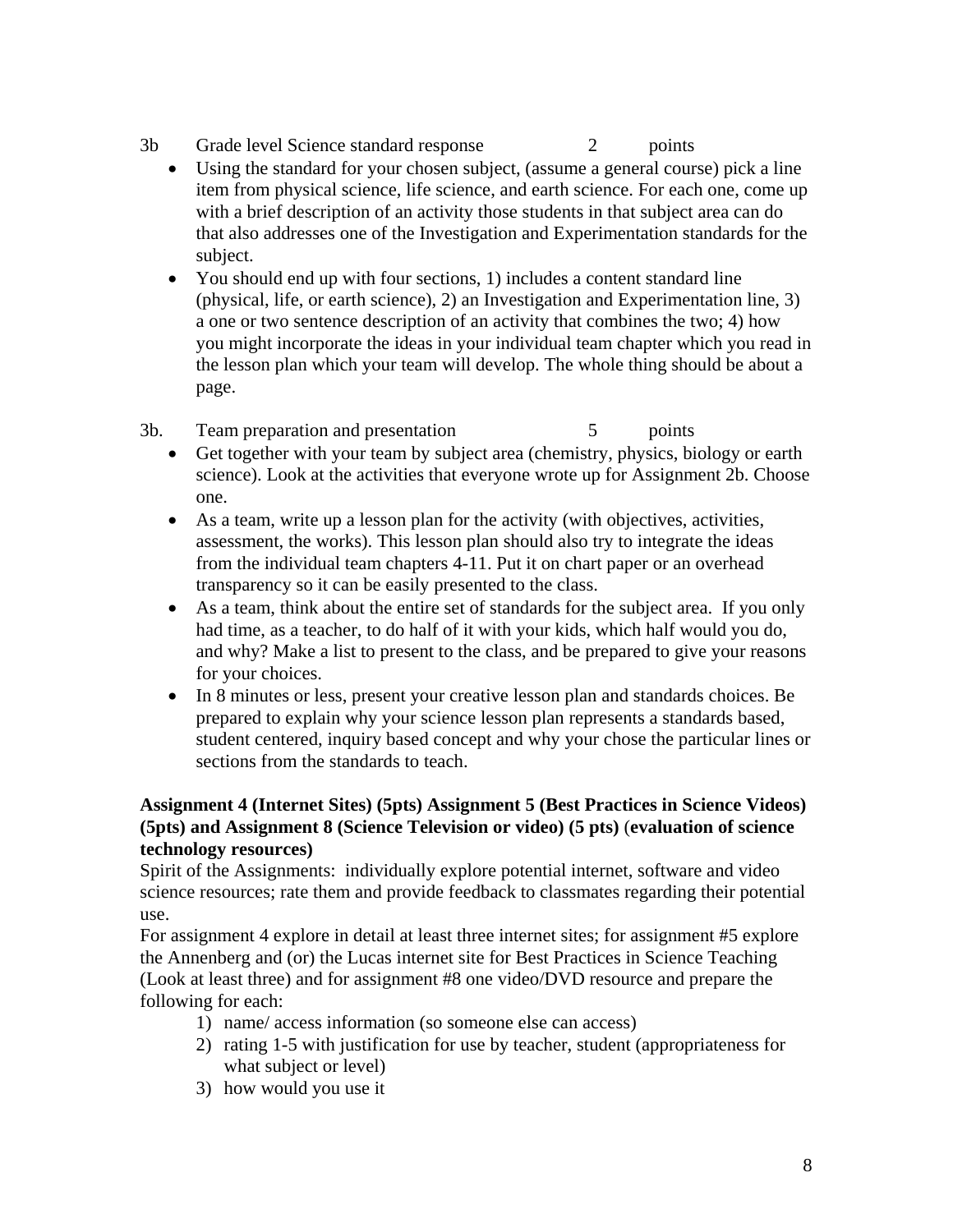3b Grade level Science standard response 2 points

- Using the standard for your chosen subject, (assume a general course) pick a line item from physical science, life science, and earth science. For each one, come up with a brief description of an activity those students in that subject area can do that also addresses one of the Investigation and Experimentation standards for the subject.
- You should end up with four sections, 1) includes a content standard line (physical, life, or earth science), 2) an Investigation and Experimentation line, 3) a one or two sentence description of an activity that combines the two; 4) how you might incorporate the ideas in your individual team chapter which you read in the lesson plan which your team will develop. The whole thing should be about a page.

3b. Team preparation and presentation 5 points

- Get together with your team by subject area (chemistry, physics, biology or earth science). Look at the activities that everyone wrote up for Assignment 2b. Choose one.
- As a team, write up a lesson plan for the activity (with objectives, activities, assessment, the works). This lesson plan should also try to integrate the ideas from the individual team chapters 4-11. Put it on chart paper or an overhead transparency so it can be easily presented to the class.
- As a team, think about the entire set of standards for the subject area. If you only had time, as a teacher, to do half of it with your kids, which half would you do, and why? Make a list to present to the class, and be prepared to give your reasons for your choices.
- In 8 minutes or less, present your creative lesson plan and standards choices. Be prepared to explain why your science lesson plan represents a standards based, student centered, inquiry based concept and why your chose the particular lines or sections from the standards to teach.

**Assignment 4 (Internet Sites) (5pts) Assignment 5 (Best Practices in Science Videos) (5pts) and Assignment 8 (Science Television or video) (5 pts) (evaluation of science technology resources)**

Spirit of the Assignments: individually explore potential internet, software and video science resources; rate them and provide feedback to classmates regarding their potential use.

For assignment 4 explore in detail at least three internet sites; for assignment #5 explore the Annenberg and (or) the Lucas internet site for Best Practices in Science Teaching (Look at least three) and for assignment #8 one video/DVD resource and prepare the following for each:

1) name/ access information (so someone else can access)
2) rating 1-5 with justification for use by teacher, student (appropriateness for what subject or level)
3) how would you use it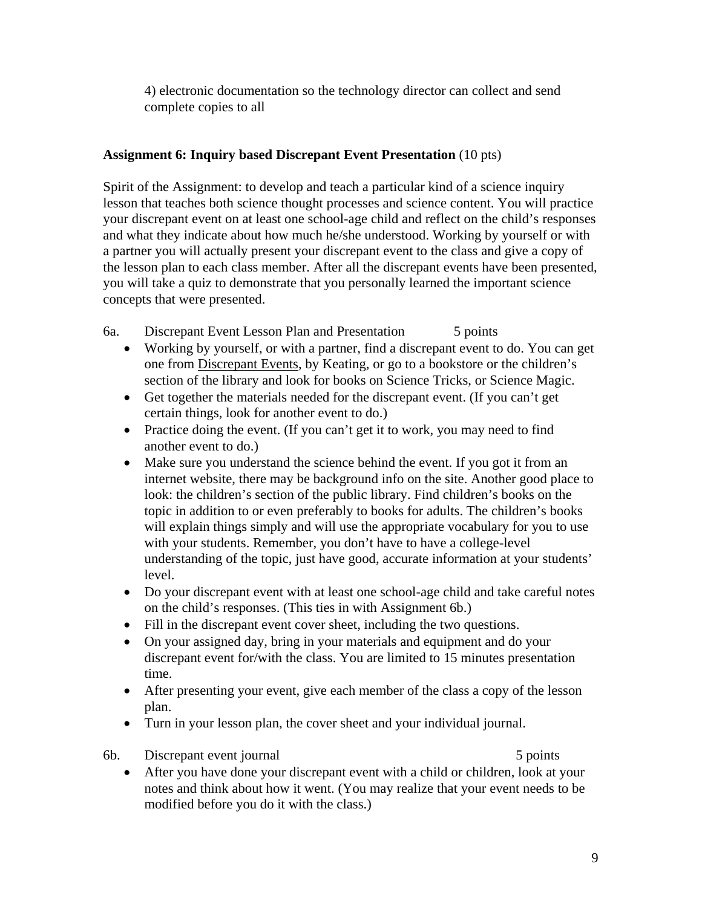4) electronic documentation so the technology director can collect and send complete copies to all

**Assignment 6: Inquiry based Discrepant Event Presentation** (10 pts)

Spirit of the Assignment: to develop and teach a particular kind of a science inquiry lesson that teaches both science thought processes and science content. You will practice your discrepant event on at least one school-age child and reflect on the child's responses and what they indicate about how much he/she understood. Working by yourself or with a partner you will actually present your discrepant event to the class and give a copy of the lesson plan to each class member. After all the discrepant events have been presented, you will take a quiz to demonstrate that you personally learned the important science concepts that were presented.

6a. Discrepant Event Lesson Plan and Presentation 5 points

- Working by yourself, or with a partner, find a discrepant event to do. You can get one from Discrepant Events, by Keating, or go to a bookstore or the children's section of the library and look for books on Science Tricks, or Science Magic.
- Get together the materials needed for the discrepant event. (If you can't get certain things, look for another event to do.)
- Practice doing the event. (If you can't get it to work, you may need to find another event to do.)
- Make sure you understand the science behind the event. If you got it from an internet website, there may be background info on the site. Another good place to look: the children's section of the public library. Find children's books on the topic in addition to or even preferably to books for adults. The children's books will explain things simply and will use the appropriate vocabulary for you to use with your students. Remember, you don't have to have a college-level understanding of the topic, just have good, accurate information at your students' level.
- Do your discrepant event with at least one school-age child and take careful notes on the child's responses. (This ties in with Assignment 6b.)
- Fill in the discrepant event cover sheet, including the two questions.
- On your assigned day, bring in your materials and equipment and do your discrepant event for/with the class. You are limited to 15 minutes presentation time.
- After presenting your event, give each member of the class a copy of the lesson plan.
- Turn in your lesson plan, the cover sheet and your individual journal.

6b. Discrepant event journal 5 points

- After you have done your discrepant event with a child or children, look at your notes and think about how it went. (You may realize that your event needs to be modified before you do it with the class.)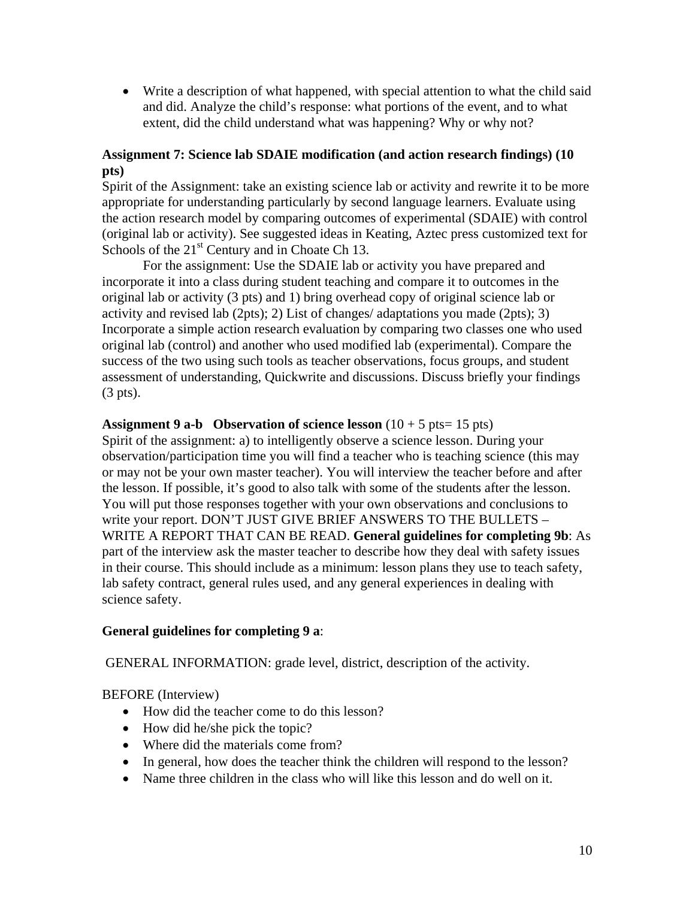- Write a description of what happened, with special attention to what the child said and did. Analyze the child's response: what portions of the event, and to what extent, did the child understand what was happening? Why or why not?

**Assignment 7: Science lab SDAIE modification (and action research findings) (10 pts)**
Spirit of the Assignment: take an existing science lab or activity and rewrite it to be more appropriate for understanding particularly by second language learners. Evaluate using the action research model by comparing outcomes of experimental (SDAIE) with control (original lab or activity). See suggested ideas in Keating, Aztec press customized text for Schools of the 21st Century and in Choate Ch 13.

For the assignment: Use the SDAIE lab or activity you have prepared and incorporate it into a class during student teaching and compare it to outcomes in the original lab or activity (3 pts) and 1) bring overhead copy of original science lab or activity and revised lab (2pts); 2) List of changes/ adaptations you made (2pts); 3) Incorporate a simple action research evaluation by comparing two classes one who used original lab (control) and another who used modified lab (experimental). Compare the success of the two using such tools as teacher observations, focus groups, and student assessment of understanding, Quickwrite and discussions. Discuss briefly your findings (3 pts).

**Assignment 9 a-b Observation of science lesson** (10 + 5 pts= 15 pts)
Spirit of the assignment: a) to intelligently observe a science lesson. During your observation/participation time you will find a teacher who is teaching science (this may or may not be your own master teacher). You will interview the teacher before and after the lesson. If possible, it's good to also talk with some of the students after the lesson. You will put those responses together with your own observations and conclusions to write your report. DON'T JUST GIVE BRIEF ANSWERS TO THE BULLETS – WRITE A REPORT THAT CAN BE READ. **General guidelines for completing 9b**: As part of the interview ask the master teacher to describe how they deal with safety issues in their course. This should include as a minimum: lesson plans they use to teach safety, lab safety contract, general rules used, and any general experiences in dealing with science safety.

**General guidelines for completing 9 a**:

GENERAL INFORMATION: grade level, district, description of the activity.

BEFORE (Interview)

- How did the teacher come to do this lesson?
- How did he/she pick the topic?
- Where did the materials come from?
- In general, how does the teacher think the children will respond to the lesson?
- Name three children in the class who will like this lesson and do well on it.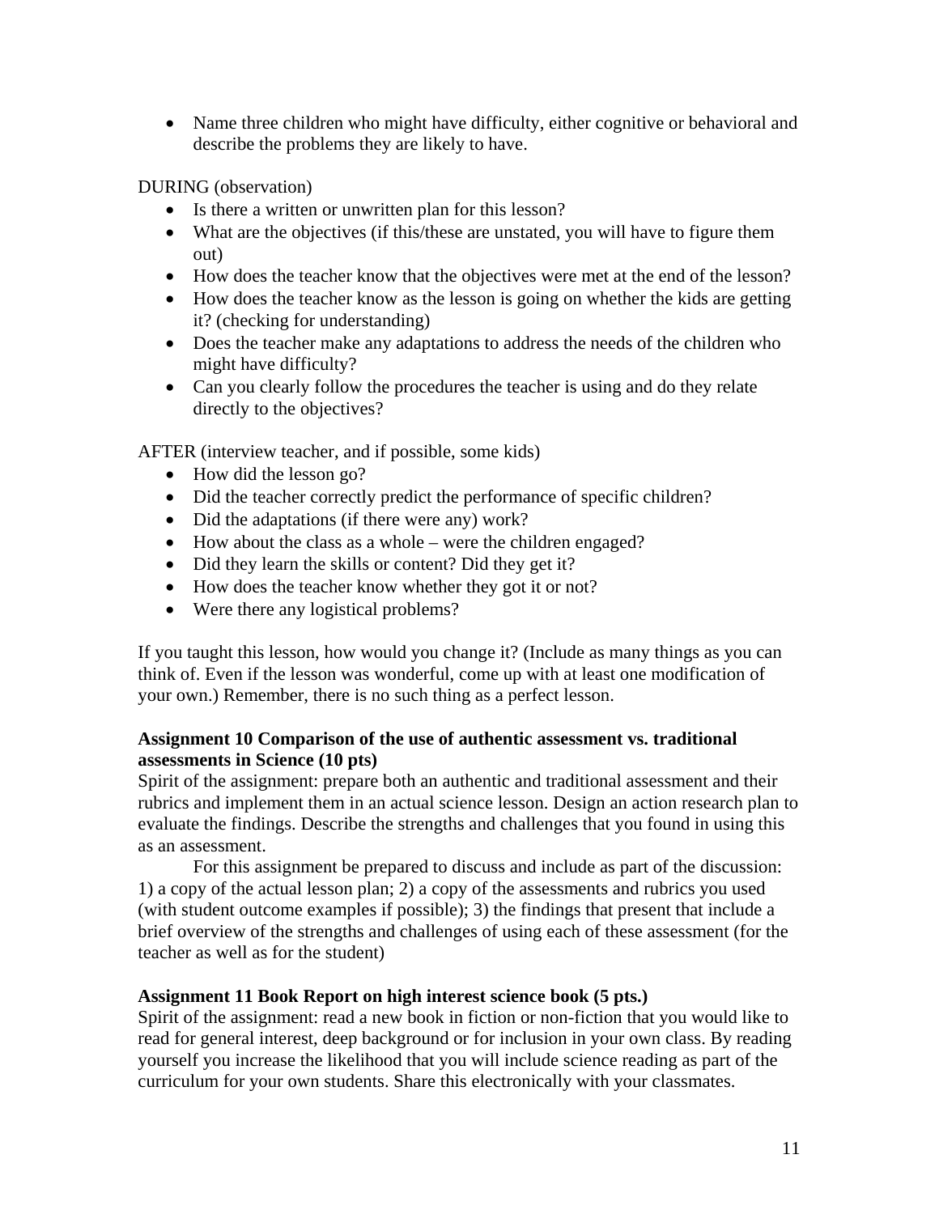- Name three children who might have difficulty, either cognitive or behavioral and describe the problems they are likely to have.

DURING (observation)

- Is there a written or unwritten plan for this lesson?
- What are the objectives (if this/these are unstated, you will have to figure them out)
- How does the teacher know that the objectives were met at the end of the lesson?
- How does the teacher know as the lesson is going on whether the kids are getting it? (checking for understanding)
- Does the teacher make any adaptations to address the needs of the children who might have difficulty?
- Can you clearly follow the procedures the teacher is using and do they relate directly to the objectives?

AFTER (interview teacher, and if possible, some kids)

- How did the lesson go?
- Did the teacher correctly predict the performance of specific children?
- Did the adaptations (if there were any) work?
- How about the class as a whole – were the children engaged?
- Did they learn the skills or content? Did they get it?
- How does the teacher know whether they got it or not?
- Were there any logistical problems?

If you taught this lesson, how would you change it? (Include as many things as you can think of. Even if the lesson was wonderful, come up with at least one modification of your own.) Remember, there is no such thing as a perfect lesson.

**Assignment 10 Comparison of the use of authentic assessment vs. traditional assessments in Science (10 pts)**

Spirit of the assignment: prepare both an authentic and traditional assessment and their rubrics and implement them in an actual science lesson. Design an action research plan to evaluate the findings. Describe the strengths and challenges that you found in using this as an assessment.

For this assignment be prepared to discuss and include as part of the discussion: 1) a copy of the actual lesson plan; 2) a copy of the assessments and rubrics you used (with student outcome examples if possible); 3) the findings that present that include a brief overview of the strengths and challenges of using each of these assessment (for the teacher as well as for the student)

**Assignment 11 Book Report on high interest science book (5 pts.)**

Spirit of the assignment: read a new book in fiction or non-fiction that you would like to read for general interest, deep background or for inclusion in your own class. By reading yourself you increase the likelihood that you will include science reading as part of the curriculum for your own students. Share this electronically with your classmates.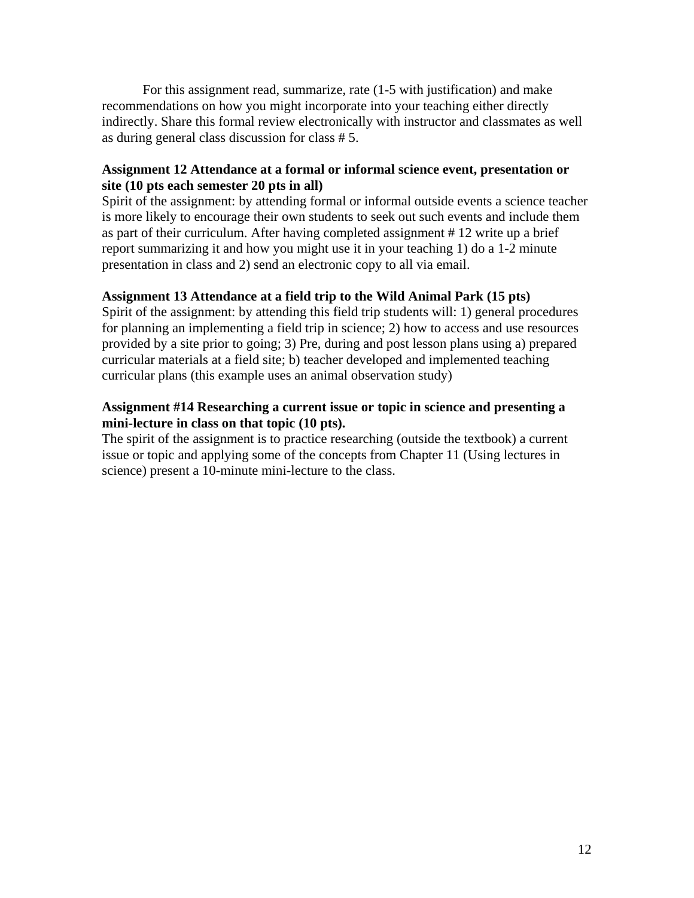For this assignment read, summarize, rate (1-5 with justification) and make recommendations on how you might incorporate into your teaching either directly indirectly. Share this formal review electronically with instructor and classmates as well as during general class discussion for class # 5.

**Assignment 12 Attendance at a formal or informal science event, presentation or site (10 pts each semester 20 pts in all)**

Spirit of the assignment: by attending formal or informal outside events a science teacher is more likely to encourage their own students to seek out such events and include them as part of their curriculum. After having completed assignment # 12 write up a brief report summarizing it and how you might use it in your teaching 1) do a 1-2 minute presentation in class and 2) send an electronic copy to all via email.

**Assignment 13 Attendance at a field trip to the Wild Animal Park (15 pts)**

Spirit of the assignment: by attending this field trip students will: 1) general procedures for planning an implementing a field trip in science; 2) how to access and use resources provided by a site prior to going; 3) Pre, during and post lesson plans using a) prepared curricular materials at a field site; b) teacher developed and implemented teaching curricular plans (this example uses an animal observation study)

**Assignment #14 Researching a current issue or topic in science and presenting a mini-lecture in class on that topic (10 pts).**

The spirit of the assignment is to practice researching (outside the textbook) a current issue or topic and applying some of the concepts from Chapter 11 (Using lectures in science) present a 10-minute mini-lecture to the class.